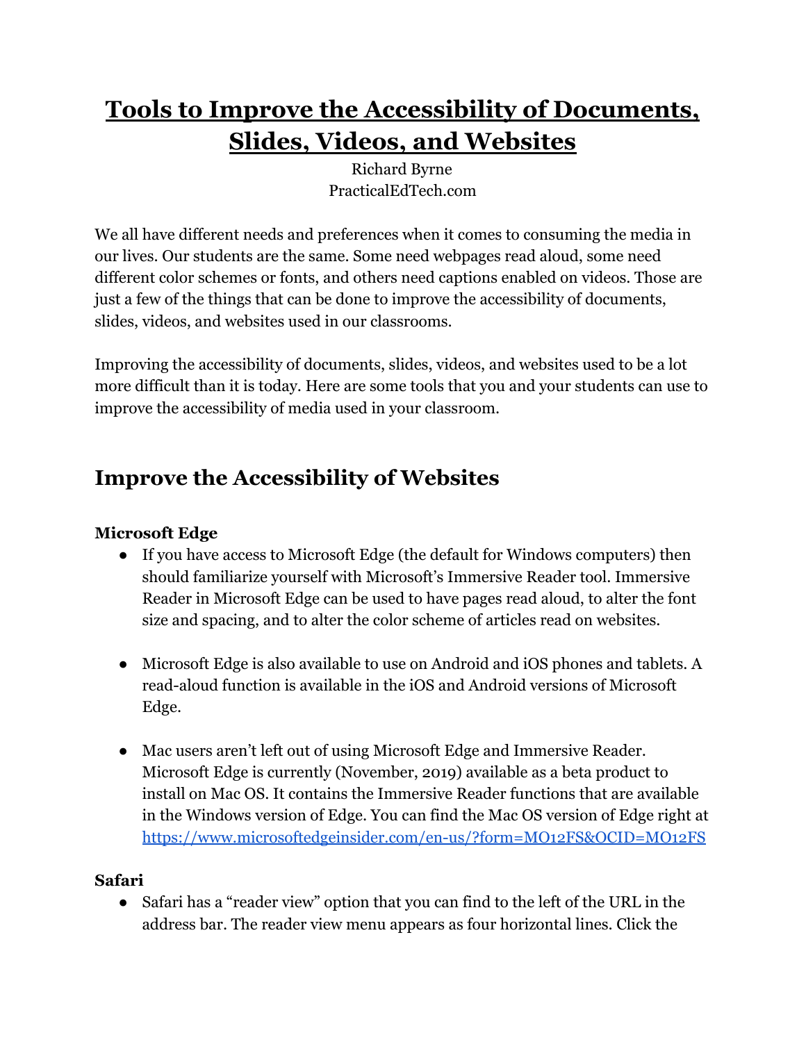# Tools to Improve the Accessibility of Documents, Slides, Videos, and Websites

Richard Byrne
PracticalEdTech.com

We all have different needs and preferences when it comes to consuming the media in our lives. Our students are the same. Some need webpages read aloud, some need different color schemes or fonts, and others need captions enabled on videos. Those are just a few of the things that can be done to improve the accessibility of documents, slides, videos, and websites used in our classrooms.

Improving the accessibility of documents, slides, videos, and websites used to be a lot more difficult than it is today. Here are some tools that you and your students can use to improve the accessibility of media used in your classroom.

## Improve the Accessibility of Websites

### Microsoft Edge

- If you have access to Microsoft Edge (the default for Windows computers) then should familiarize yourself with Microsoft's Immersive Reader tool. Immersive Reader in Microsoft Edge can be used to have pages read aloud, to alter the font size and spacing, and to alter the color scheme of articles read on websites.

- Microsoft Edge is also available to use on Android and iOS phones and tablets. A read-aloud function is available in the iOS and Android versions of Microsoft Edge.

- Mac users aren't left out of using Microsoft Edge and Immersive Reader. Microsoft Edge is currently (November, 2019) available as a beta product to install on Mac OS. It contains the Immersive Reader functions that are available in the Windows version of Edge. You can find the Mac OS version of Edge right at https://www.microsoftedgeinsider.com/en-us/?form=MO12FS&OCID=MO12FS

### Safari

- Safari has a "reader view" option that you can find to the left of the URL in the address bar. The reader view menu appears as four horizontal lines. Click the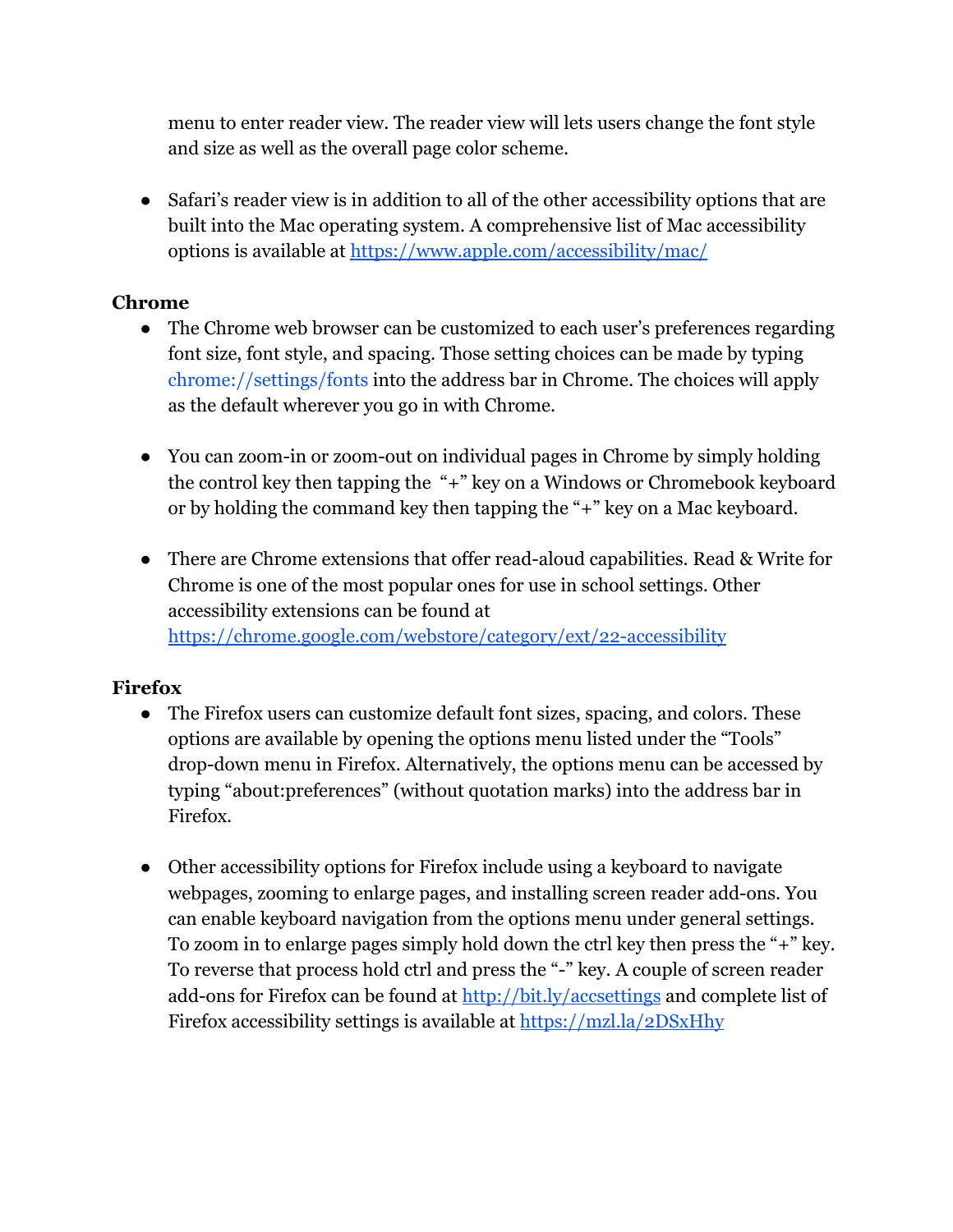menu to enter reader view. The reader view will lets users change the font style and size as well as the overall page color scheme.

- Safari's reader view is in addition to all of the other accessibility options that are built into the Mac operating system. A comprehensive list of Mac accessibility options is available at [https://www.apple.com/accessibility/mac/](https://www.apple.com/accessibility/mac/)

**Chrome**

- The Chrome web browser can be customized to each user's preferences regarding font size, font style, and spacing. Those setting choices can be made by typing chrome://settings/fonts into the address bar in Chrome. The choices will apply as the default wherever you go in with Chrome.

- You can zoom-in or zoom-out on individual pages in Chrome by simply holding the control key then tapping the "+" key on a Windows or Chromebook keyboard or by holding the command key then tapping the "+" key on a Mac keyboard.

- There are Chrome extensions that offer read-aloud capabilities. Read & Write for Chrome is one of the most popular ones for use in school settings. Other accessibility extensions can be found at [https://chrome.google.com/webstore/category/ext/22-accessibility](https://chrome.google.com/webstore/category/ext/22-accessibility)

**Firefox**

- The Firefox users can customize default font sizes, spacing, and colors. These options are available by opening the options menu listed under the "Tools" drop-down menu in Firefox. Alternatively, the options menu can be accessed by typing "about:preferences" (without quotation marks) into the address bar in Firefox.

- Other accessibility options for Firefox include using a keyboard to navigate webpages, zooming to enlarge pages, and installing screen reader add-ons. You can enable keyboard navigation from the options menu under general settings. To zoom in to enlarge pages simply hold down the ctrl key then press the "+" key. To reverse that process hold ctrl and press the "-" key. A couple of screen reader add-ons for Firefox can be found at [http://bit.ly/accsettings](http://bit.ly/accsettings) and complete list of Firefox accessibility settings is available at [https://mzl.la/2DSxHhy](https://mzl.la/2DSxHhy)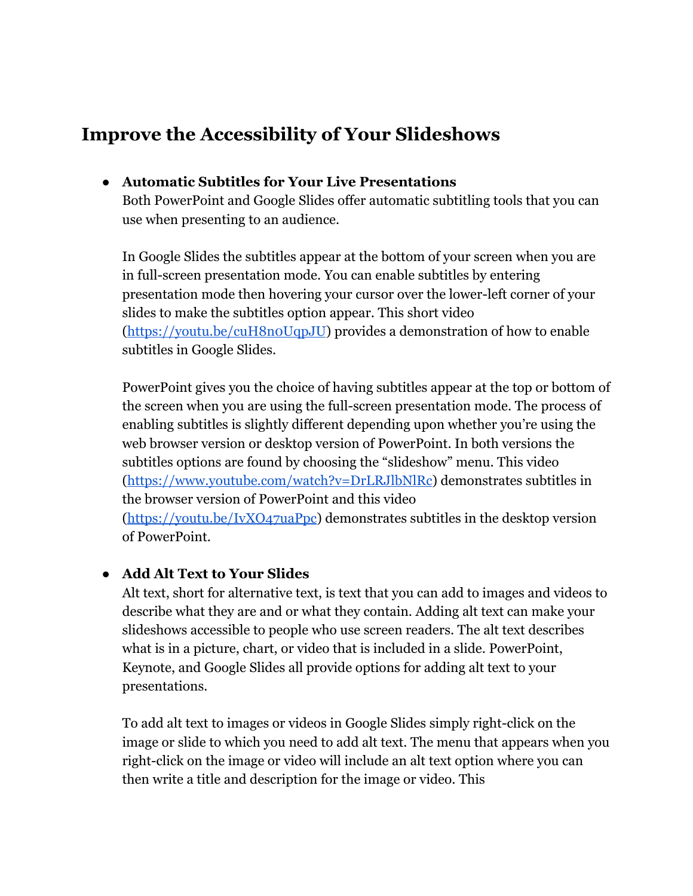## Improve the Accessibility of Your Slideshows

- **Automatic Subtitles for Your Live Presentations**
  Both PowerPoint and Google Slides offer automatic subtitling tools that you can use when presenting to an audience.

  In Google Slides the subtitles appear at the bottom of your screen when you are in full-screen presentation mode. You can enable subtitles by entering presentation mode then hovering your cursor over the lower-left corner of your slides to make the subtitles option appear. This short video (https://youtu.be/cuH8n0UqpJU) provides a demonstration of how to enable subtitles in Google Slides.

  PowerPoint gives you the choice of having subtitles appear at the top or bottom of the screen when you are using the full-screen presentation mode. The process of enabling subtitles is slightly different depending upon whether you're using the web browser version or desktop version of PowerPoint. In both versions the subtitles options are found by choosing the "slideshow" menu. This video (https://www.youtube.com/watch?v=DrLRJlbNlRc) demonstrates subtitles in the browser version of PowerPoint and this video (https://youtu.be/IvXO47uaPpc) demonstrates subtitles in the desktop version of PowerPoint.

- **Add Alt Text to Your Slides**
  Alt text, short for alternative text, is text that you can add to images and videos to describe what they are and or what they contain. Adding alt text can make your slideshows accessible to people who use screen readers. The alt text describes what is in a picture, chart, or video that is included in a slide. PowerPoint, Keynote, and Google Slides all provide options for adding alt text to your presentations.

  To add alt text to images or videos in Google Slides simply right-click on the image or slide to which you need to add alt text. The menu that appears when you right-click on the image or video will include an alt text option where you can then write a title and description for the image or video. This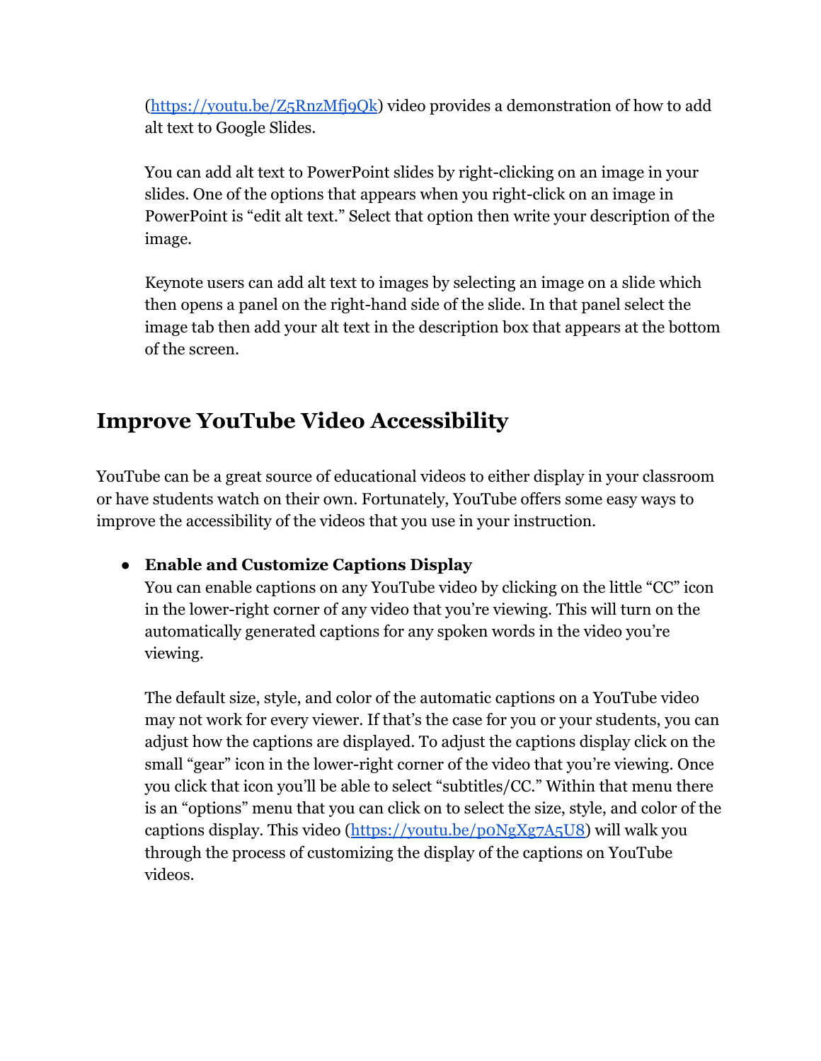(https://youtu.be/Z5RnzMfj9Qk) video provides a demonstration of how to add alt text to Google Slides.

You can add alt text to PowerPoint slides by right-clicking on an image in your slides. One of the options that appears when you right-click on an image in PowerPoint is "edit alt text." Select that option then write your description of the image.

Keynote users can add alt text to images by selecting an image on a slide which then opens a panel on the right-hand side of the slide. In that panel select the image tab then add your alt text in the description box that appears at the bottom of the screen.

## Improve YouTube Video Accessibility

YouTube can be a great source of educational videos to either display in your classroom or have students watch on their own. Fortunately, YouTube offers some easy ways to improve the accessibility of the videos that you use in your instruction.

- **Enable and Customize Captions Display**
  You can enable captions on any YouTube video by clicking on the little "CC" icon in the lower-right corner of any video that you're viewing. This will turn on the automatically generated captions for any spoken words in the video you're viewing.

  The default size, style, and color of the automatic captions on a YouTube video may not work for every viewer. If that's the case for you or your students, you can adjust how the captions are displayed. To adjust the captions display click on the small "gear" icon in the lower-right corner of the video that you're viewing. Once you click that icon you'll be able to select "subtitles/CC." Within that menu there is an "options" menu that you can click on to select the size, style, and color of the captions display. This video (https://youtu.be/p0NgXg7A5U8) will walk you through the process of customizing the display of the captions on YouTube videos.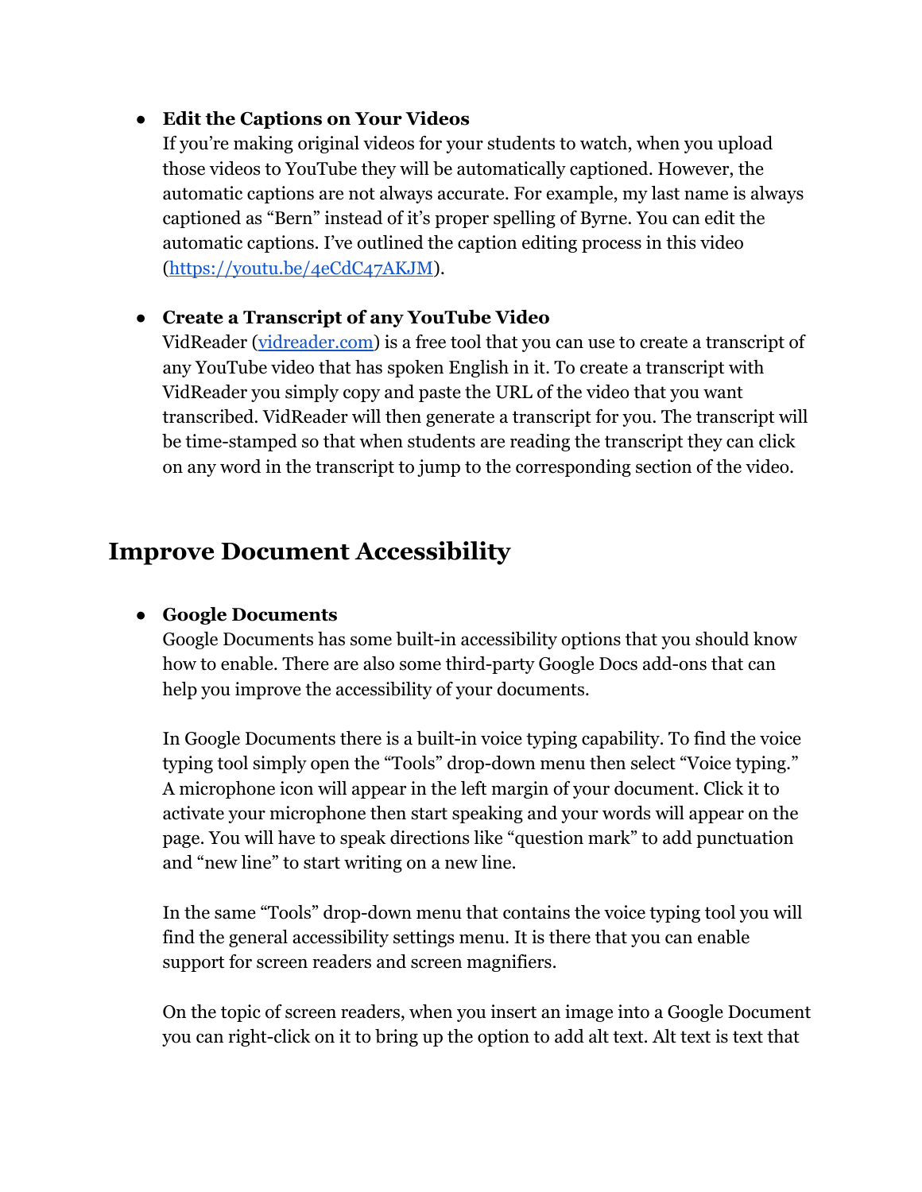- **Edit the Captions on Your Videos**
  If you're making original videos for your students to watch, when you upload those videos to YouTube they will be automatically captioned. However, the automatic captions are not always accurate. For example, my last name is always captioned as "Bern" instead of it's proper spelling of Byrne. You can edit the automatic captions. I've outlined the caption editing process in this video ([https://youtu.be/4eCdC47AKJM](https://youtu.be/4eCdC47AKJM)).

- **Create a Transcript of any YouTube Video**
  VidReader ([vidreader.com](vidreader.com)) is a free tool that you can use to create a transcript of any YouTube video that has spoken English in it. To create a transcript with VidReader you simply copy and paste the URL of the video that you want transcribed. VidReader will then generate a transcript for you. The transcript will be time-stamped so that when students are reading the transcript they can click on any word in the transcript to jump to the corresponding section of the video.

## Improve Document Accessibility

- **Google Documents**
  Google Documents has some built-in accessibility options that you should know how to enable. There are also some third-party Google Docs add-ons that can help you improve the accessibility of your documents.

  In Google Documents there is a built-in voice typing capability. To find the voice typing tool simply open the "Tools" drop-down menu then select "Voice typing." A microphone icon will appear in the left margin of your document. Click it to activate your microphone then start speaking and your words will appear on the page. You will have to speak directions like "question mark" to add punctuation and "new line" to start writing on a new line.

  In the same "Tools" drop-down menu that contains the voice typing tool you will find the general accessibility settings menu. It is there that you can enable support for screen readers and screen magnifiers.

  On the topic of screen readers, when you insert an image into a Google Document you can right-click on it to bring up the option to add alt text. Alt text is text that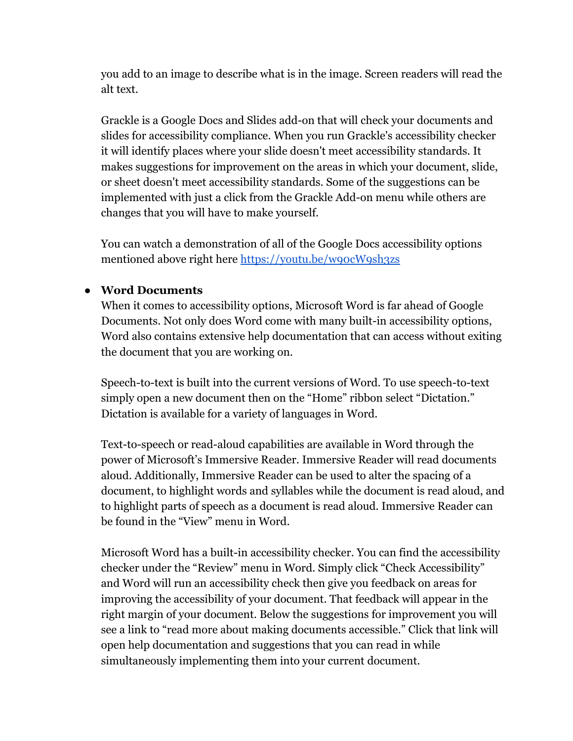you add to an image to describe what is in the image. Screen readers will read the alt text.

Grackle is a Google Docs and Slides add-on that will check your documents and slides for accessibility compliance. When you run Grackle's accessibility checker it will identify places where your slide doesn't meet accessibility standards. It makes suggestions for improvement on the areas in which your document, slide, or sheet doesn't meet accessibility standards. Some of the suggestions can be implemented with just a click from the Grackle Add-on menu while others are changes that you will have to make yourself.

You can watch a demonstration of all of the Google Docs accessibility options mentioned above right here [https://youtu.be/w9ocW9sh3zs](https://youtu.be/w9ocW9sh3zs)

- **Word Documents**

  When it comes to accessibility options, Microsoft Word is far ahead of Google Documents. Not only does Word come with many built-in accessibility options, Word also contains extensive help documentation that can access without exiting the document that you are working on.

  Speech-to-text is built into the current versions of Word. To use speech-to-text simply open a new document then on the "Home" ribbon select "Dictation." Dictation is available for a variety of languages in Word.

  Text-to-speech or read-aloud capabilities are available in Word through the power of Microsoft's Immersive Reader. Immersive Reader will read documents aloud. Additionally, Immersive Reader can be used to alter the spacing of a document, to highlight words and syllables while the document is read aloud, and to highlight parts of speech as a document is read aloud. Immersive Reader can be found in the "View" menu in Word.

  Microsoft Word has a built-in accessibility checker. You can find the accessibility checker under the "Review" menu in Word. Simply click "Check Accessibility" and Word will run an accessibility check then give you feedback on areas for improving the accessibility of your document. That feedback will appear in the right margin of your document. Below the suggestions for improvement you will see a link to "read more about making documents accessible." Click that link will open help documentation and suggestions that you can read in while simultaneously implementing them into your current document.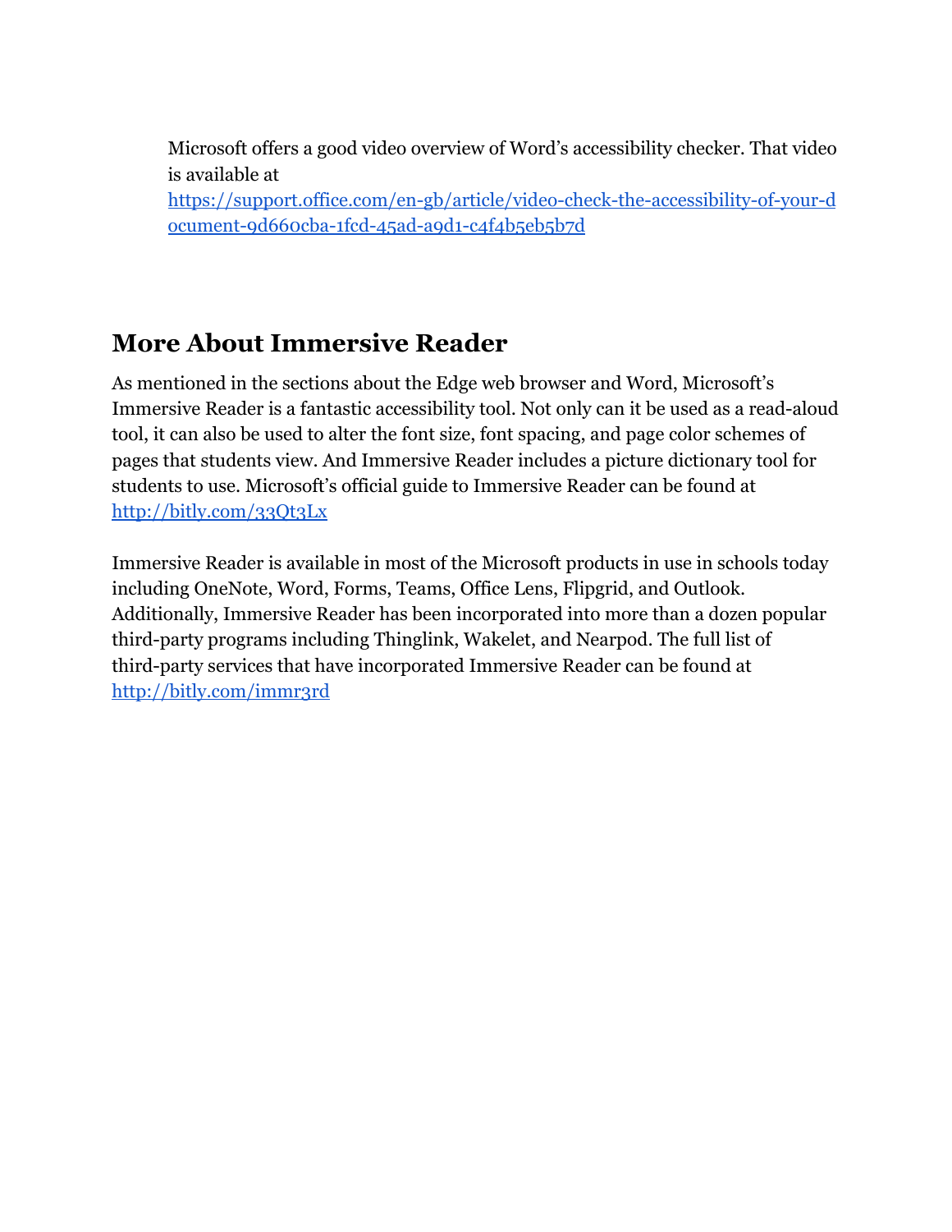Microsoft offers a good video overview of Word's accessibility checker. That video is available at [https://support.office.com/en-gb/article/video-check-the-accessibility-of-your-document-9d660cba-1fcd-45ad-a9d1-c4f4b5eb5b7d](https://support.office.com/en-gb/article/video-check-the-accessibility-of-your-document-9d660cba-1fcd-45ad-a9d1-c4f4b5eb5b7d)

## More About Immersive Reader

As mentioned in the sections about the Edge web browser and Word, Microsoft's Immersive Reader is a fantastic accessibility tool. Not only can it be used as a read-aloud tool, it can also be used to alter the font size, font spacing, and page color schemes of pages that students view. And Immersive Reader includes a picture dictionary tool for students to use. Microsoft's official guide to Immersive Reader can be found at [http://bitly.com/33Qt3Lx](http://bitly.com/33Qt3Lx)

Immersive Reader is available in most of the Microsoft products in use in schools today including OneNote, Word, Forms, Teams, Office Lens, Flipgrid, and Outlook. Additionally, Immersive Reader has been incorporated into more than a dozen popular third-party programs including Thinglink, Wakelet, and Nearpod. The full list of third-party services that have incorporated Immersive Reader can be found at [http://bitly.com/immr3rd](http://bitly.com/immr3rd)